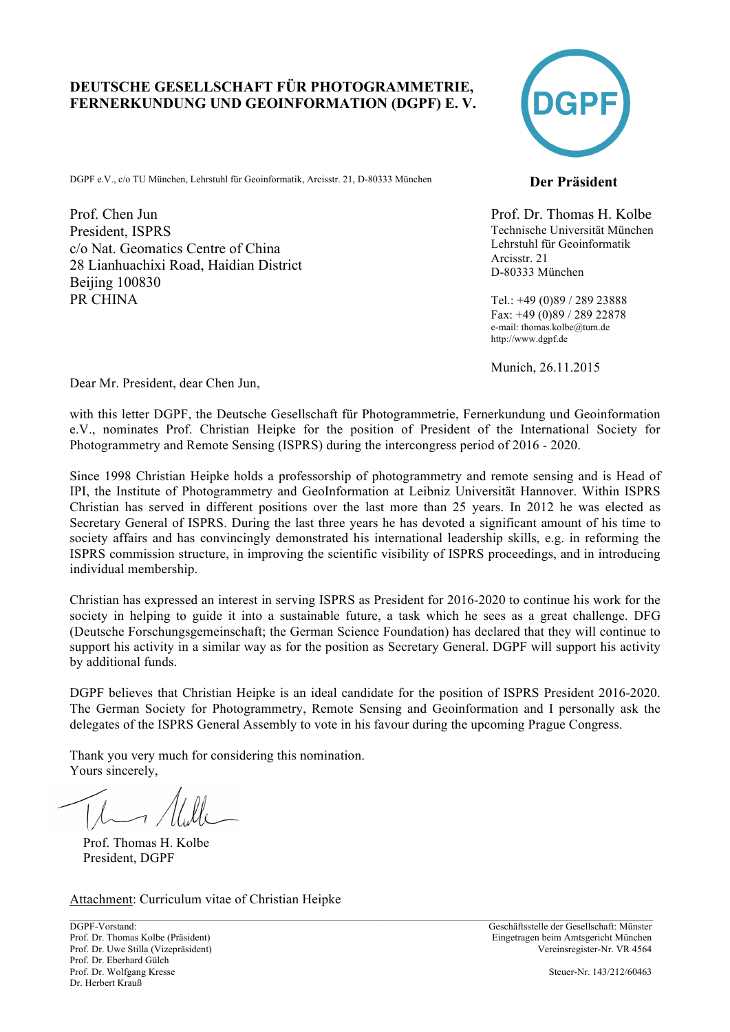**DEUTSCHE GESELLSCHAFT FÜR PHOTOGRAMMETRIE, FERNERKUNDUNG UND GEOINFORMATION (DGPF) E. V.**

DGPF

**Der Präsident**

DGPF e.V., c/o TU München, Lehrstuhl für Geoinformatik, Arcisstr. 21, D-80333 München

Prof. Chen Jun
President, ISPRS
c/o Nat. Geomatics Centre of China
28 Lianhuachixi Road, Haidian District
Beijing 100830
PR CHINA

Prof. Dr. Thomas H. Kolbe
Technische Universität München
Lehrstuhl für Geoinformatik
Arcisstr. 21
D-80333 München

Tel.: +49 (0)89 / 289 23888
Fax: +49 (0)89 / 289 22878
e-mail: thomas.kolbe@tum.de
http://www.dgpf.de

Munich, 26.11.2015

Dear Mr. President, dear Chen Jun,

with this letter DGPF, the Deutsche Gesellschaft für Photogrammetrie, Fernerkundung und Geoinformation e.V., nominates Prof. Christian Heipke for the position of President of the International Society for Photogrammetry and Remote Sensing (ISPRS) during the intercongress period of 2016 - 2020.

Since 1998 Christian Heipke holds a professorship of photogrammetry and remote sensing and is Head of IPI, the Institute of Photogrammetry and GeoInformation at Leibniz Universität Hannover. Within ISPRS Christian has served in different positions over the last more than 25 years. In 2012 he was elected as Secretary General of ISPRS. During the last three years he has devoted a significant amount of his time to society affairs and has convincingly demonstrated his international leadership skills, e.g. in reforming the ISPRS commission structure, in improving the scientific visibility of ISPRS proceedings, and in introducing individual membership.

Christian has expressed an interest in serving ISPRS as President for 2016-2020 to continue his work for the society in helping to guide it into a sustainable future, a task which he sees as a great challenge. DFG (Deutsche Forschungsgemeinschaft; the German Science Foundation) has declared that they will continue to support his activity in a similar way as for the position as Secretary General. DGPF will support his activity by additional funds.

DGPF believes that Christian Heipke is an ideal candidate for the position of ISPRS President 2016-2020. The German Society for Photogrammetry, Remote Sensing and Geoinformation and I personally ask the delegates of the ISPRS General Assembly to vote in his favour during the upcoming Prague Congress.

Thank you very much for considering this nomination.
Yours sincerely,

Prof. Thomas H. Kolbe
President, DGPF

Attachment: Curriculum vitae of Christian Heipke

---

DGPF-Vorstand:
Prof. Dr. Thomas Kolbe (Präsident)
Prof. Dr. Uwe Stilla (Vizepräsident)
Prof. Dr. Eberhard Gülch
Prof. Dr. Wolfgang Kresse
Dr. Herbert Krauß

Geschäftsstelle der Gesellschaft: Münster
Eingetragen beim Amtsgericht München
Vereinsregister-Nr. VR 4564

Steuer-Nr. 143/212/60463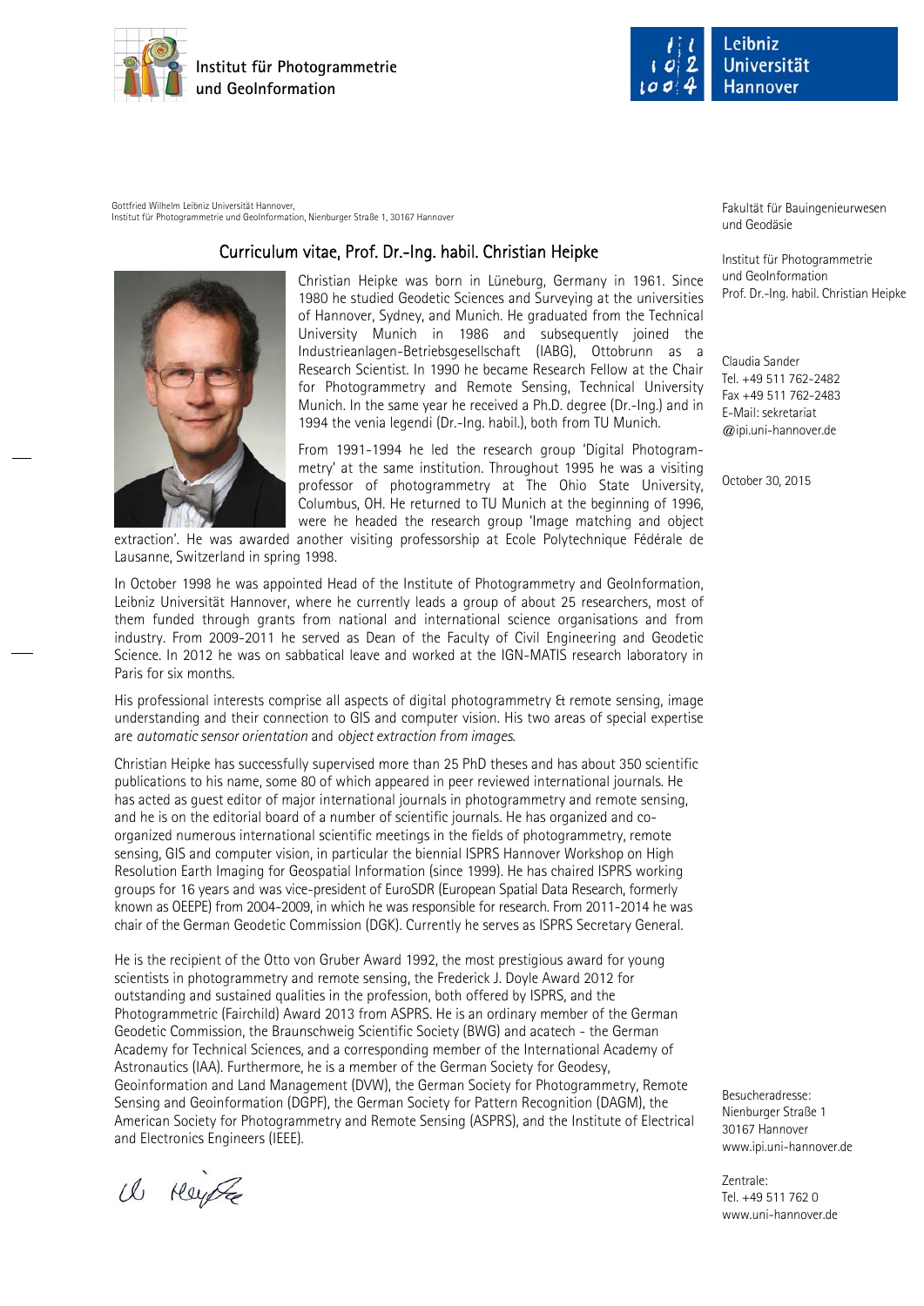Institut für Photogrammetrie und GeoInformation

Leibniz Universität Hannover

Gottfried Wilhelm Leibniz Universität Hannover,
Institut für Photogrammetrie und GeoInformation, Nienburger Straße 1, 30167 Hannover

Fakultät für Bauingenieurwesen und Geodäsie

Institut für Photogrammetrie und GeoInformation
Prof. Dr.-Ing. habil. Christian Heipke

Claudia Sander
Tel. +49 511 762-2482
Fax +49 511 762-2483
E-Mail: sekretariat @ipi.uni-hannover.de

October 30, 2015

## Curriculum vitae, Prof. Dr.-Ing. habil. Christian Heipke

Christian Heipke was born in Lüneburg, Germany in 1961. Since 1980 he studied Geodetic Sciences and Surveying at the universities of Hannover, Sydney, and Munich. He graduated from the Technical University Munich in 1986 and subsequently joined the Industrieanlagen-Betriebsgesellschaft (IABG), Ottobrunn as a Research Scientist. In 1990 he became Research Fellow at the Chair for Photogrammetry and Remote Sensing, Technical University Munich. In the same year he received a Ph.D. degree (Dr.-Ing.) and in 1994 the venia legendi (Dr.-Ing. habil.), both from TU Munich.

From 1991-1994 he led the research group 'Digital Photogrammetry' at the same institution. Throughout 1995 he was a visiting professor of photogrammetry at The Ohio State University, Columbus, OH. He returned to TU Munich at the beginning of 1996, were he headed the research group 'Image matching and object extraction'. He was awarded another visiting professorship at Ecole Polytechnique Fédérale de Lausanne, Switzerland in spring 1998.

In October 1998 he was appointed Head of the Institute of Photogrammetry and GeoInformation, Leibniz Universität Hannover, where he currently leads a group of about 25 researchers, most of them funded through grants from national and international science organisations and from industry. From 2009-2011 he served as Dean of the Faculty of Civil Engineering and Geodetic Science. In 2012 he was on sabbatical leave and worked at the IGN-MATIS research laboratory in Paris for six months.

His professional interests comprise all aspects of digital photogrammetry & remote sensing, image understanding and their connection to GIS and computer vision. His two areas of special expertise are *automatic sensor orientation* and *object extraction from images*.

Christian Heipke has successfully supervised more than 25 PhD theses and has about 350 scientific publications to his name, some 80 of which appeared in peer reviewed international journals. He has acted as guest editor of major international journals in photogrammetry and remote sensing, and he is on the editorial board of a number of scientific journals. He has organized and co-organized numerous international scientific meetings in the fields of photogrammetry, remote sensing, GIS and computer vision, in particular the biennial ISPRS Hannover Workshop on High Resolution Earth Imaging for Geospatial Information (since 1999). He has chaired ISPRS working groups for 16 years and was vice-president of EuroSDR (European Spatial Data Research, formerly known as OEEPE) from 2004-2009, in which he was responsible for research. From 2011-2014 he was chair of the German Geodetic Commission (DGK). Currently he serves as ISPRS Secretary General.

He is the recipient of the Otto von Gruber Award 1992, the most prestigious award for young scientists in photogrammetry and remote sensing, the Frederick J. Doyle Award 2012 for outstanding and sustained qualities in the profession, both offered by ISPRS, and the Photogrammetric (Fairchild) Award 2013 from ASPRS. He is an ordinary member of the German Geodetic Commission, the Braunschweig Scientific Society (BWG) and acatech - the German Academy for Technical Sciences, and a corresponding member of the International Academy of Astronautics (IAA). Furthermore, he is a member of the German Society for Geodesy, Geoinformation and Land Management (DVW), the German Society for Photogrammetry, Remote Sensing and Geoinformation (DGPF), the German Society for Pattern Recognition (DAGM), the American Society for Photogrammetry and Remote Sensing (ASPRS), and the Institute of Electrical and Electronics Engineers (IEEE).

Ch Heipke

Besucheradresse:
Nienburger Straße 1
30167 Hannover
www.ipi.uni-hannover.de

Zentrale:
Tel. +49 511 762 0
www.uni-hannover.de